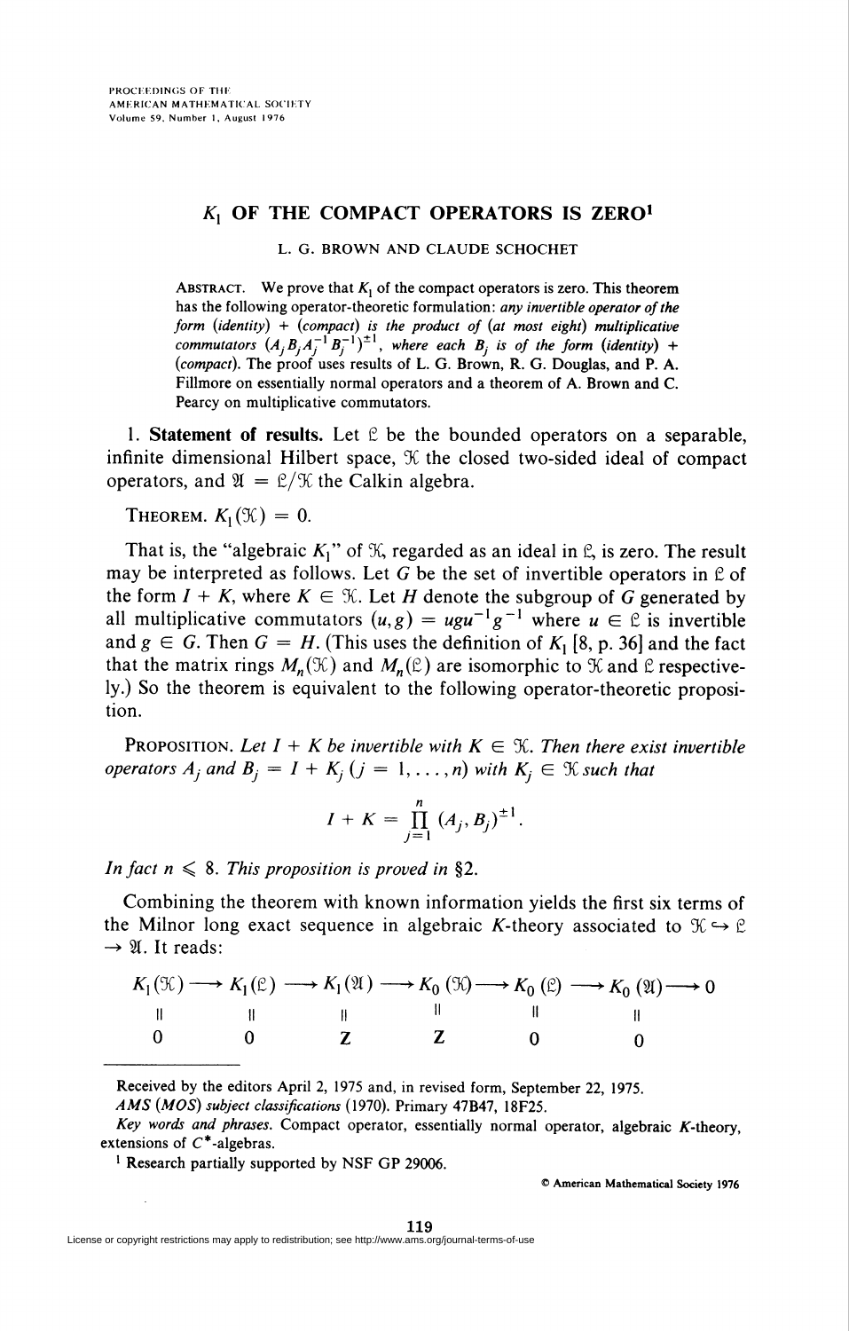# $K_1$ OF THE COMPACT OPERATORS IS ZERO[1]

L. G. BROWN AND CLAUDE SCHOCHET

ABSTRACT. We prove that $K_1$ of the compact operators is zero. This theorem has the following operator-theoretic formulation: *any invertible operator of the form (identity) + (compact) is the product of (at most eight) multiplicative commutators* $(A_j B_j A_j^{-1} B_j^{-1})^{\pm 1}$, *where each* $B_j$ *is of the form (identity) + (compact)*. The proof uses results of L. G. Brown, R. G. Douglas, and P. A. Fillmore on essentially normal operators and a theorem of A. Brown and C. Pearcy on multiplicative commutators.

**1. Statement of results.** Let $\mathfrak{L}$ be the bounded operators on a separable, infinite dimensional Hilbert space, $\mathfrak{K}$ the closed two-sided ideal of compact operators, and $\mathfrak{A} = \mathfrak{L}/\mathfrak{K}$ the Calkin algebra.

THEOREM. $K_1(\mathfrak{K}) = 0$.

That is, the "algebraic $K_1$" of $\mathfrak{K}$, regarded as an ideal in $\mathfrak{L}$, is zero. The result may be interpreted as follows. Let $G$ be the set of invertible operators in $\mathfrak{L}$ of the form $I + K$, where $K \in \mathfrak{K}$. Let $H$ denote the subgroup of $G$ generated by all multiplicative commutators $(u, g) = ugu^{-1}g^{-1}$ where $u \in \mathfrak{L}$ is invertible and $g \in G$. Then $G = H$. (This uses the definition of $K_1$ [8, p. 36] and the fact that the matrix rings $M_n(\mathfrak{K})$ and $M_n(\mathfrak{L})$ are isomorphic to $\mathfrak{K}$ and $\mathfrak{L}$ respectively.) So the theorem is equivalent to the following operator-theoretic proposition.

PROPOSITION. *Let $I + K$ be invertible with $K \in \mathfrak{K}$. Then there exist invertible operators $A_j$ and $B_j = I + K_j$ $(j = 1, \ldots, n)$ with $K_j \in \mathfrak{K}$ such that*

$$I + K = \prod_{j=1}^{n} (A_j, B_j)^{\pm 1}.$$

*In fact $n \leqslant 8$. This proposition is proved in* §2.

Combining the theorem with known information yields the first six terms of the Milnor long exact sequence in algebraic $K$-theory associated to $\mathfrak{K} \hookrightarrow \mathfrak{L} \to \mathfrak{A}$. It reads:

$$\begin{array}{ccccccccccccc}
K_1(\mathfrak{K}) & \longrightarrow & K_1(\mathfrak{L}) & \longrightarrow & K_1(\mathfrak{A}) & \longrightarrow & K_0(\mathfrak{K}) & \longrightarrow & K_0(\mathfrak{L}) & \longrightarrow & K_0(\mathfrak{A}) & \longrightarrow & 0 \\
\| & & \| & & \| & & \| & & \| & & \| & & \\
0 & & 0 & & \mathbf{Z} & & \mathbf{Z} & & 0 & & 0 & &
\end{array}$$

---

Received by the editors April 2, 1975 and, in revised form, September 22, 1975.

*AMS (MOS) subject classifications* (1970). Primary 47B47, 18F25.

*Key words and phrases.* Compact operator, essentially normal operator, algebraic $K$-theory, extensions of $C^*$-algebras.

[1] Research partially supported by NSF GP 29006.

© American Mathematical Society 1976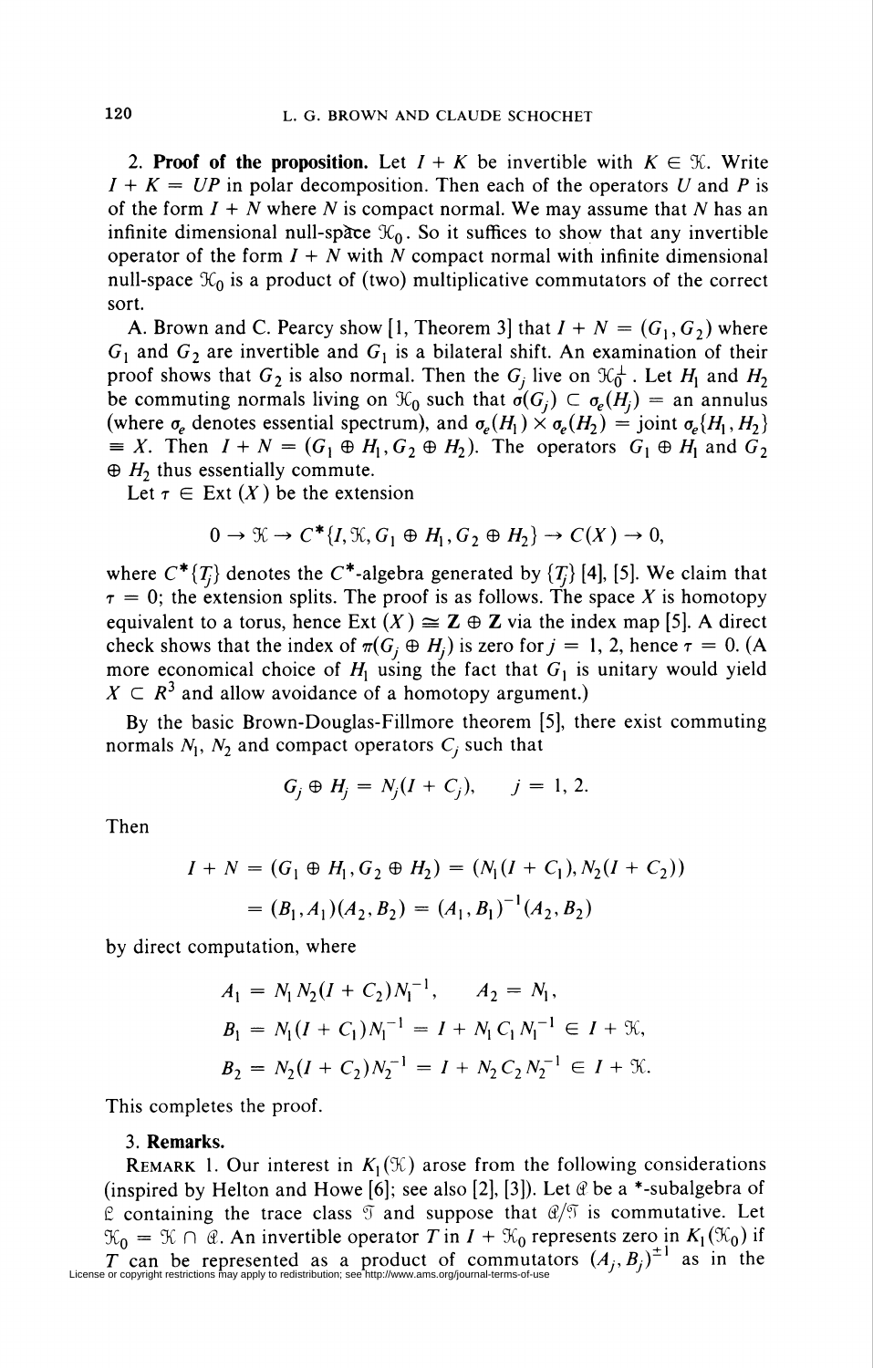**2. Proof of the proposition.** Let $I + K$ be invertible with $K \in \mathcal{K}$. Write $I + K = UP$ in polar decomposition. Then each of the operators $U$ and $P$ is of the form $I + N$ where $N$ is compact normal. We may assume that $N$ has an infinite dimensional null-space $\mathcal{K}_0$. So it suffices to show that any invertible operator of the form $I + N$ with $N$ compact normal with infinite dimensional null-space $\mathcal{K}_0$ is a product of (two) multiplicative commutators of the correct sort.

A. Brown and C. Pearcy show [1, Theorem 3] that $I + N = (G_1, G_2)$ where $G_1$ and $G_2$ are invertible and $G_1$ is a bilateral shift. An examination of their proof shows that $G_2$ is also normal. Then the $G_j$ live on $\mathcal{K}_0^\perp$. Let $H_1$ and $H_2$ be commuting normals living on $\mathcal{K}_0$ such that $\sigma(G_j) \subset \sigma_e(H_j) =$ an annulus (where $\sigma_e$ denotes essential spectrum), and $\sigma_e(H_1) \times \sigma_e(H_2) =$ joint $\sigma_e\{H_1, H_2\} \equiv X$. Then $I + N = (G_1 \oplus H_1, G_2 \oplus H_2)$. The operators $G_1 \oplus H_1$ and $G_2 \oplus H_2$ thus essentially commute.

Let $\tau \in \operatorname{Ext}(X)$ be the extension

$$0 \to \mathcal{K} \to C^*\{I, \mathcal{K}, G_1 \oplus H_1, G_2 \oplus H_2\} \to C(X) \to 0,$$

where $C^*\{T_j\}$ denotes the $C^*$-algebra generated by $\{T_j\}$ [4], [5]. We claim that $\tau = 0$; the extension splits. The proof is as follows. The space $X$ is homotopy equivalent to a torus, hence $\operatorname{Ext}(X) \cong \mathbf{Z} \oplus \mathbf{Z}$ via the index map [5]. A direct check shows that the index of $\pi(G_j \oplus H_j)$ is zero for $j = 1, 2$, hence $\tau = 0$. (A more economical choice of $H_1$ using the fact that $G_1$ is unitary would yield $X \subset R^3$ and allow avoidance of a homotopy argument.)

By the basic Brown-Douglas-Fillmore theorem [5], there exist commuting normals $N_1$, $N_2$ and compact operators $C_j$ such that

$$G_j \oplus H_j = N_j(I + C_j), \qquad j = 1, 2.$$

Then

$$\begin{aligned} I + N &= (G_1 \oplus H_1, G_2 \oplus H_2) = (N_1(I + C_1), N_2(I + C_2)) \\ &= (B_1, A_1)(A_2, B_2) = (A_1, B_1)^{-1}(A_2, B_2) \end{aligned}$$

by direct computation, where

$$\begin{aligned} A_1 &= N_1 N_2 (I + C_2) N_1^{-1}, \qquad A_2 = N_1, \\ B_1 &= N_1(I + C_1)N_1^{-1} = I + N_1 C_1 N_1^{-1} \in I + \mathcal{K}, \\ B_2 &= N_2(I + C_2)N_2^{-1} = I + N_2 C_2 N_2^{-1} \in I + \mathcal{K}. \end{aligned}$$

This completes the proof.

**3. Remarks.**

REMARK 1. Our interest in $K_1(\mathcal{K})$ arose from the following considerations (inspired by Helton and Howe [6]; see also [2], [3]). Let $\mathcal{A}$ be a *-subalgebra of $\mathcal{L}$ containing the trace class $\mathcal{T}$ and suppose that $\mathcal{A}/\mathcal{T}$ is commutative. Let $\mathcal{K}_0 = \mathcal{K} \cap \mathcal{A}$. An invertible operator $T$ in $I + \mathcal{K}_0$ represents zero in $K_1(\mathcal{K}_0)$ if $T$ can be represented as a product of commutators $(A_j, B_j)^{\pm 1}$ as in the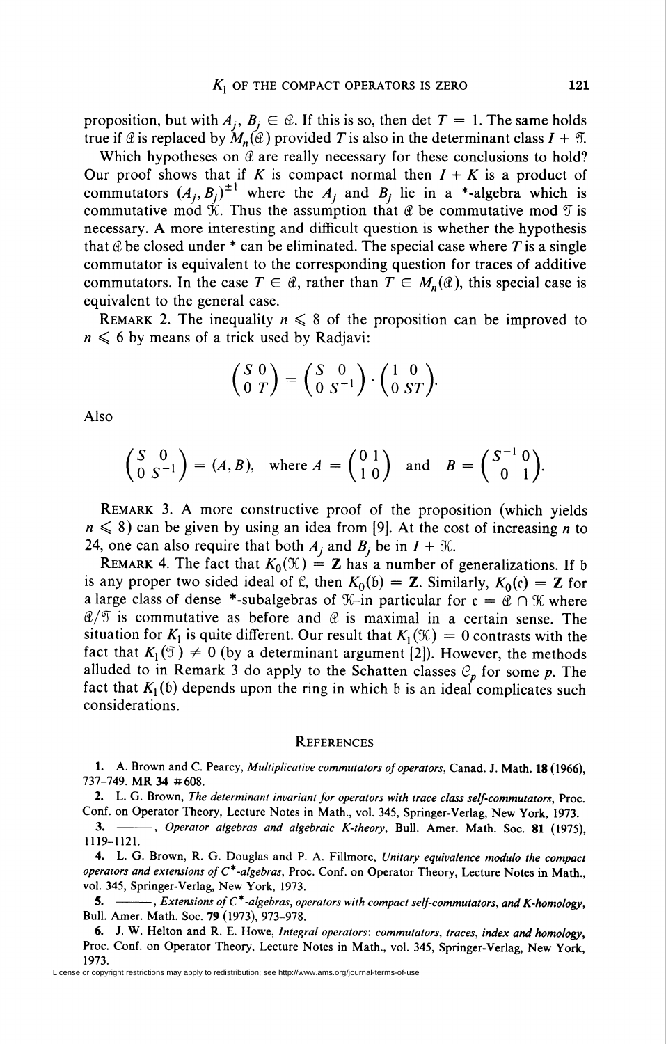proposition, but with $A_j, B_j \in \mathcal{A}$. If this is so, then det $T = 1$. The same holds true if $\mathcal{A}$ is replaced by $M_n(\mathcal{A})$ provided $T$ is also in the determinant class $I + \mathcal{T}$.

Which hypotheses on $\mathcal{A}$ are really necessary for these conclusions to hold? Our proof shows that if $K$ is compact normal then $I + K$ is a product of commutators $(A_j, B_j)^{\pm 1}$ where the $A_j$ and $B_j$ lie in a \*-algebra which is commutative mod $\mathcal{K}$. Thus the assumption that $\mathcal{A}$ be commutative mod $\mathcal{T}$ is necessary. A more interesting and difficult question is whether the hypothesis that $\mathcal{A}$ be closed under \* can be eliminated. The special case where $T$ is a single commutator is equivalent to the corresponding question for traces of additive commutators. In the case $T \in \mathcal{A}$, rather than $T \in M_n(\mathcal{A})$, this special case is equivalent to the general case.

Remark 2. The inequality $n \leqslant 8$ of the proposition can be improved to $n \leqslant 6$ by means of a trick used by Radjavi:

$$\begin{pmatrix} S & 0 \\ 0 & T \end{pmatrix} = \begin{pmatrix} S & 0 \\ 0 & S^{-1} \end{pmatrix} \cdot \begin{pmatrix} 1 & 0 \\ 0 & ST \end{pmatrix}.$$

Also

$$\begin{pmatrix} S & 0 \\ 0 & S^{-1} \end{pmatrix} = (A, B), \quad \text{where } A = \begin{pmatrix} 0 & 1 \\ 1 & 0 \end{pmatrix} \quad \text{and} \quad B = \begin{pmatrix} S^{-1} & 0 \\ 0 & 1 \end{pmatrix}.$$

Remark 3. A more constructive proof of the proposition (which yields $n \leqslant 8$) can be given by using an idea from [9]. At the cost of increasing $n$ to 24, one can also require that both $A_j$ and $B_j$ be in $I + \mathcal{K}$.

Remark 4. The fact that $K_0(\mathcal{K}) = \mathbf{Z}$ has a number of generalizations. If $\mathfrak{b}$ is any proper two sided ideal of $\mathfrak{L}$, then $K_0(\mathfrak{b}) = \mathbf{Z}$. Similarly, $K_0(\mathfrak{c}) = \mathbf{Z}$ for a large class of dense \*-subalgebras of $\mathcal{K}$–in particular for $\mathfrak{c} = \mathcal{A} \cap \mathcal{K}$ where $\mathcal{A}/\mathcal{T}$ is commutative as before and $\mathcal{A}$ is maximal in a certain sense. The situation for $K_1$ is quite different. Our result that $K_1(\mathcal{K}) = 0$ contrasts with the fact that $K_1(\mathcal{T}) \neq 0$ (by a determinant argument [2]). However, the methods alluded to in Remark 3 do apply to the Schatten classes $\mathcal{C}_p$ for some $p$. The fact that $K_1(\mathfrak{b})$ depends upon the ring in which $\mathfrak{b}$ is an ideal complicates such considerations.

## References

1. A. Brown and C. Pearcy, *Multiplicative commutators of operators*, Canad. J. Math. **18** (1966), 737–749. MR **34** #608.

2. L. G. Brown, *The determinant invariant for operators with trace class self-commutators*, Proc. Conf. on Operator Theory, Lecture Notes in Math., vol. 345, Springer-Verlag, New York, 1973.

3. ———, *Operator algebras and algebraic K-theory*, Bull. Amer. Math. Soc. **81** (1975), 1119–1121.

4. L. G. Brown, R. G. Douglas and P. A. Fillmore, *Unitary equivalence modulo the compact operators and extensions of $C^*$-algebras*, Proc. Conf. on Operator Theory, Lecture Notes in Math., vol. 345, Springer-Verlag, New York, 1973.

5. ———, *Extensions of $C^*$-algebras, operators with compact self-commutators, and K-homology*, Bull. Amer. Math. Soc. **79** (1973), 973–978.

6. J. W. Helton and R. E. Howe, *Integral operators: commutators, traces, index and homology*, Proc. Conf. on Operator Theory, Lecture Notes in Math., vol. 345, Springer-Verlag, New York, 1973.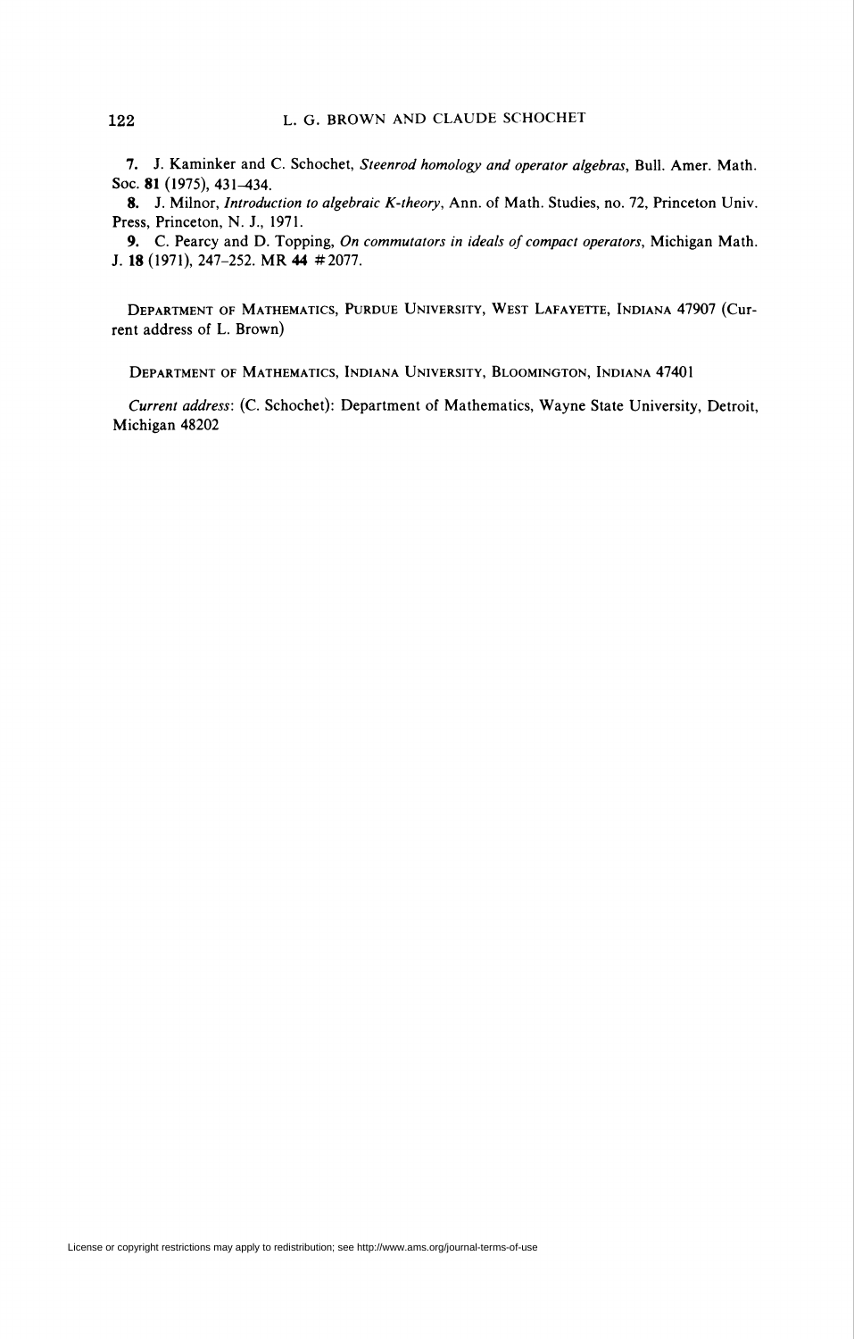7. J. Kaminker and C. Schochet, *Steenrod homology and operator algebras*, Bull. Amer. Math. Soc. **81** (1975), 431–434.

8. J. Milnor, *Introduction to algebraic K-theory*, Ann. of Math. Studies, no. 72, Princeton Univ. Press, Princeton, N. J., 1971.

9. C. Pearcy and D. Topping, *On commutators in ideals of compact operators*, Michigan Math. J. **18** (1971), 247–252. MR **44** #2077.

Department of Mathematics, Purdue University, West Lafayette, Indiana 47907 (Current address of L. Brown)

Department of Mathematics, Indiana University, Bloomington, Indiana 47401

*Current address*: (C. Schochet): Department of Mathematics, Wayne State University, Detroit, Michigan 48202

License or copyright restrictions may apply to redistribution; see http://www.ams.org/journal-terms-of-use